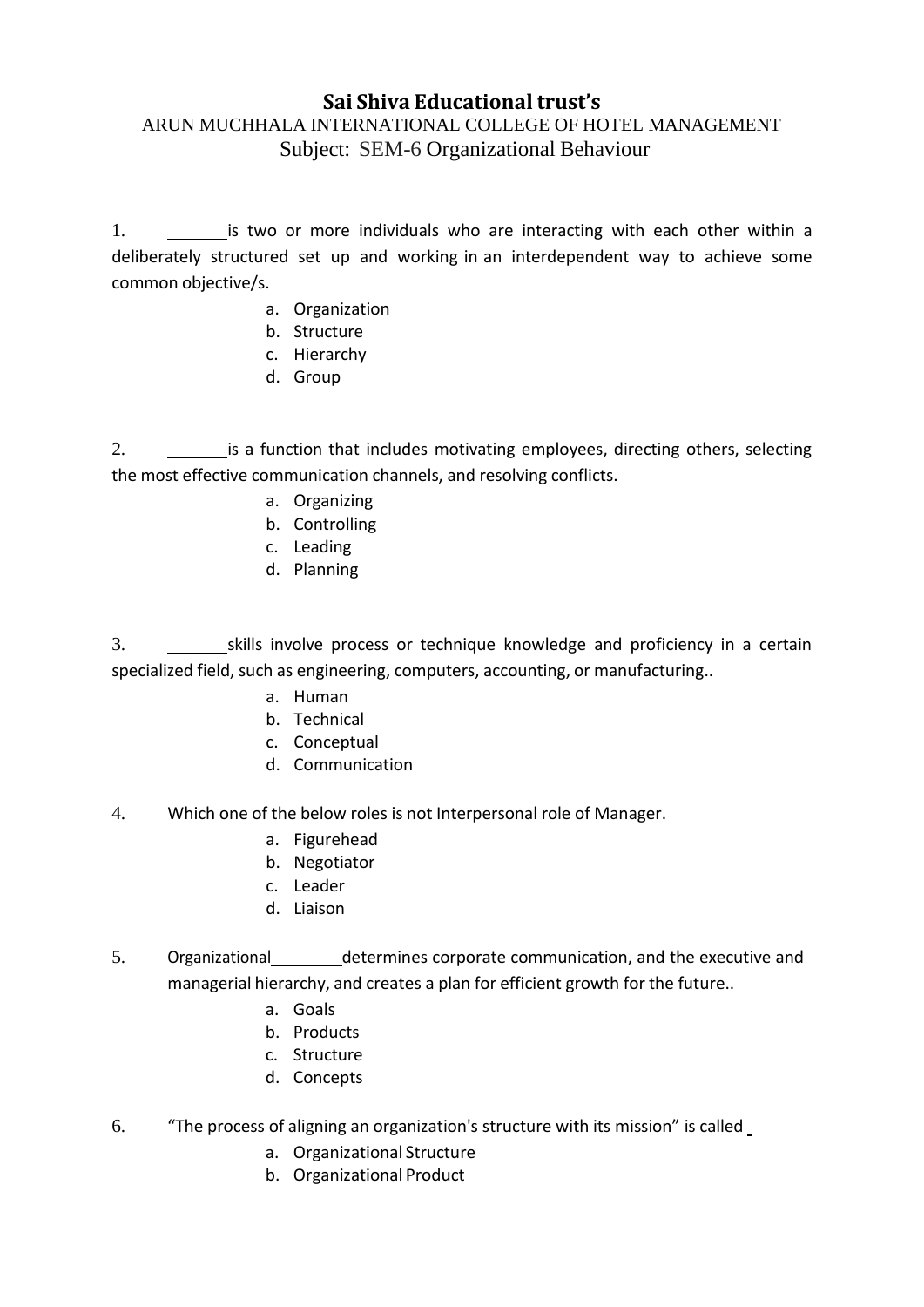# Sai Shiva Educational trust's

ARUN MUCHHALA INTERNATIONAL COLLEGE OF HOTEL MANAGEMENT

Subject: SEM-6 Organizational Behaviour

1. ______is two or more individuals who are interacting with each other within a deliberately structured set up and working in an interdependent way to achieve some common objective/s.
    a. Organization
    b. Structure
    c. Hierarchy
    d. Group

2. ______is a function that includes motivating employees, directing others, selecting the most effective communication channels, and resolving conflicts.
    a. Organizing
    b. Controlling
    c. Leading
    d. Planning

3. ______skills involve process or technique knowledge and proficiency in a certain specialized field, such as engineering, computers, accounting, or manufacturing..
    a. Human
    b. Technical
    c. Conceptual
    d. Communication

4. Which one of the below roles is not Interpersonal role of Manager.
    a. Figurehead
    b. Negotiator
    c. Leader
    d. Liaison

5. Organizational______determines corporate communication, and the executive and managerial hierarchy, and creates a plan for efficient growth for the future..
    a. Goals
    b. Products
    c. Structure
    d. Concepts

6. "The process of aligning an organization's structure with its mission" is called ______
    a. Organizational Structure
    b. Organizational Product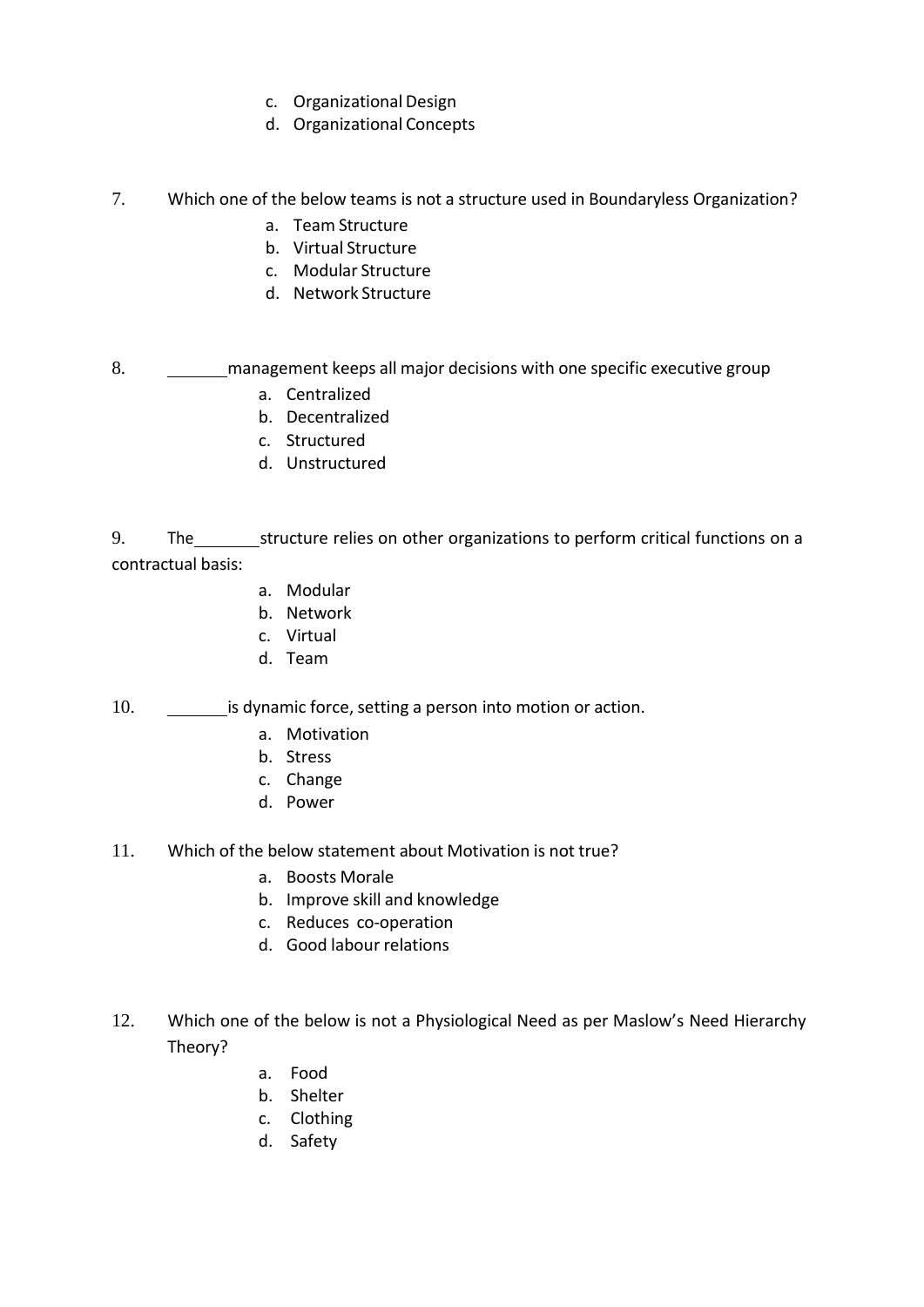c. Organizational Design
d. Organizational Concepts

7. Which one of the below teams is not a structure used in Boundaryless Organization?
   a. Team Structure
   b. Virtual Structure
   c. Modular Structure
   d. Network Structure

8. _______ management keeps all major decisions with one specific executive group
   a. Centralized
   b. Decentralized
   c. Structured
   d. Unstructured

9. The _______ structure relies on other organizations to perform critical functions on a contractual basis:
   a. Modular
   b. Network
   c. Virtual
   d. Team

10. _______ is dynamic force, setting a person into motion or action.
    a. Motivation
    b. Stress
    c. Change
    d. Power

11. Which of the below statement about Motivation is not true?
    a. Boosts Morale
    b. Improve skill and knowledge
    c. Reduces co-operation
    d. Good labour relations

12. Which one of the below is not a Physiological Need as per Maslow's Need Hierarchy Theory?
    a. Food
    b. Shelter
    c. Clothing
    d. Safety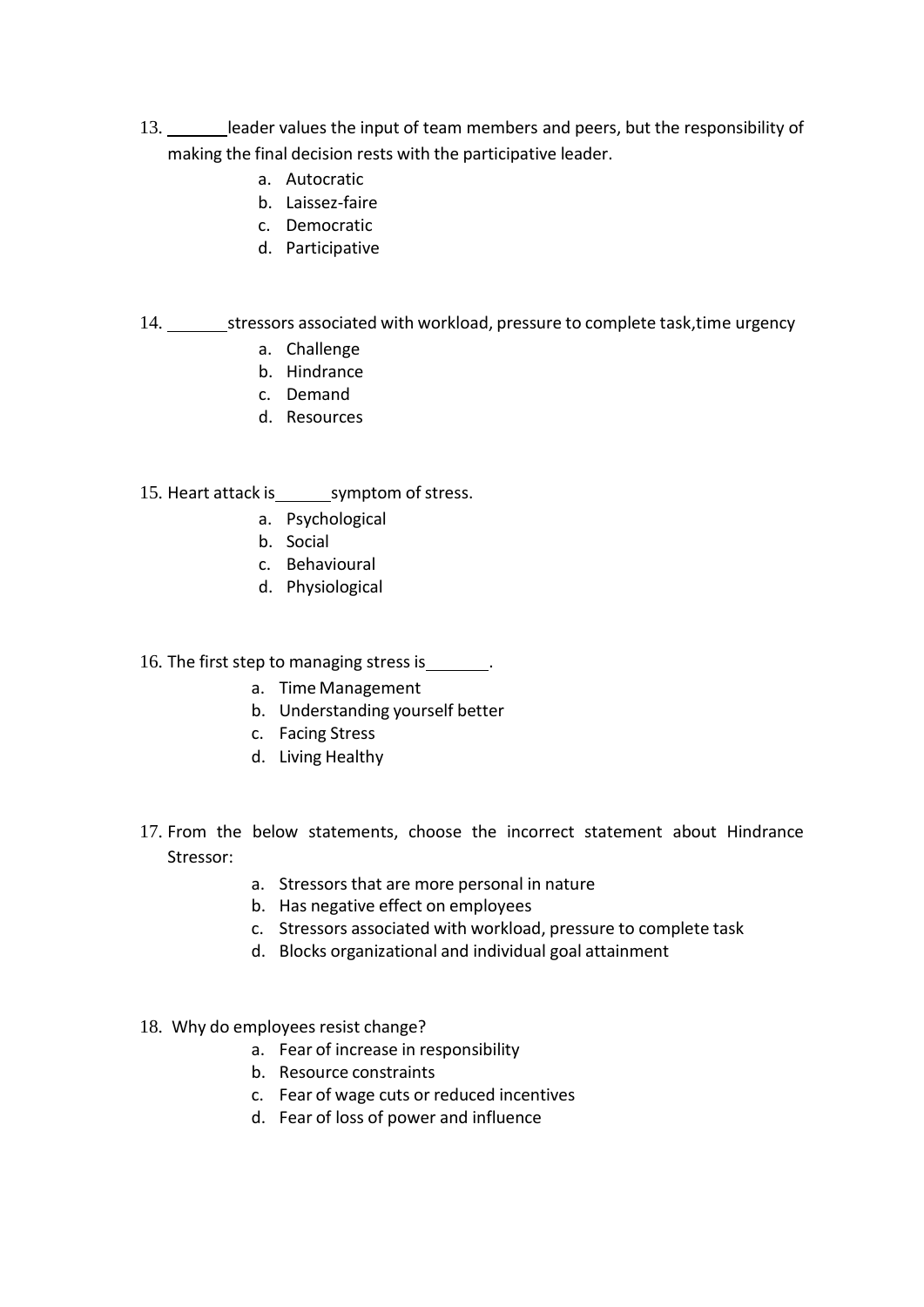13. _______ leader values the input of team members and peers, but the responsibility of making the final decision rests with the participative leader.

    a. Autocratic
    b. Laissez-faire
    c. Democratic
    d. Participative

14. _______ stressors associated with workload, pressure to complete task,time urgency

    a. Challenge
    b. Hindrance
    c. Demand
    d. Resources

15. Heart attack is ______ symptom of stress.

    a. Psychological
    b. Social
    c. Behavioural
    d. Physiological

16. The first step to managing stress is _______.

    a. Time Management
    b. Understanding yourself better
    c. Facing Stress
    d. Living Healthy

17. From the below statements, choose the incorrect statement about Hindrance Stressor:

    a. Stressors that are more personal in nature
    b. Has negative effect on employees
    c. Stressors associated with workload, pressure to complete task
    d. Blocks organizational and individual goal attainment

18. Why do employees resist change?

    a. Fear of increase in responsibility
    b. Resource constraints
    c. Fear of wage cuts or reduced incentives
    d. Fear of loss of power and influence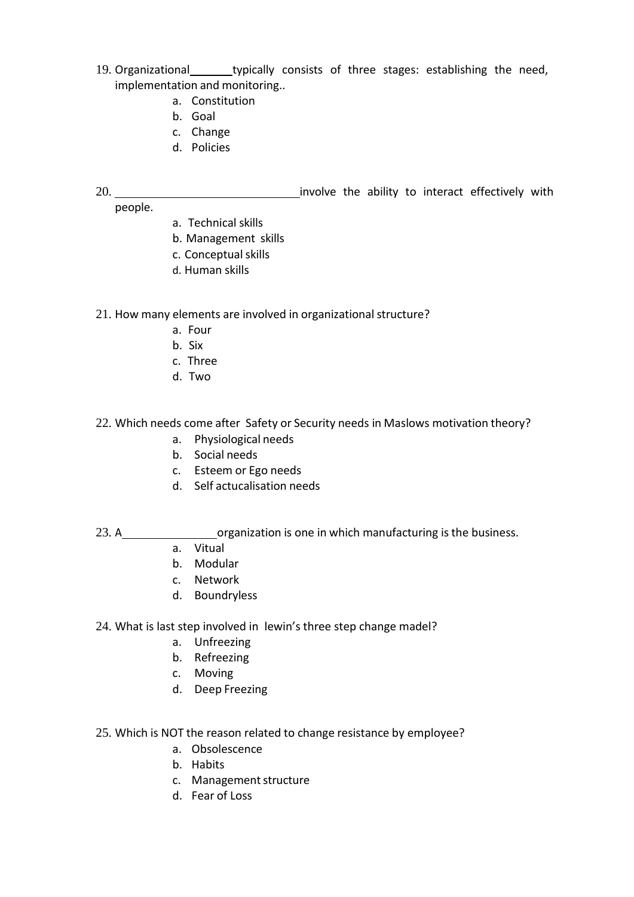19. Organizational _______ typically consists of three stages: establishing the need, implementation and monitoring..
    a. Constitution
    b. Goal
    c. Change
    d. Policies

20. ______________________________ involve the ability to interact effectively with people.
    a. Technical skills
    b. Management skills
    c. Conceptual skills
    d. Human skills

21. How many elements are involved in organizational structure?
    a. Four
    b. Six
    c. Three
    d. Two

22. Which needs come after Safety or Security needs in Maslows motivation theory?
    a. Physiological needs
    b. Social needs
    c. Esteem or Ego needs
    d. Self actucalisation needs

23. A ________________ organization is one in which manufacturing is the business.
    a. Vitual
    b. Modular
    c. Network
    d. Boundryless

24. What is last step involved in lewin's three step change madel?
    a. Unfreezing
    b. Refreezing
    c. Moving
    d. Deep Freezing

25. Which is NOT the reason related to change resistance by employee?
    a. Obsolescence
    b. Habits
    c. Management structure
    d. Fear of Loss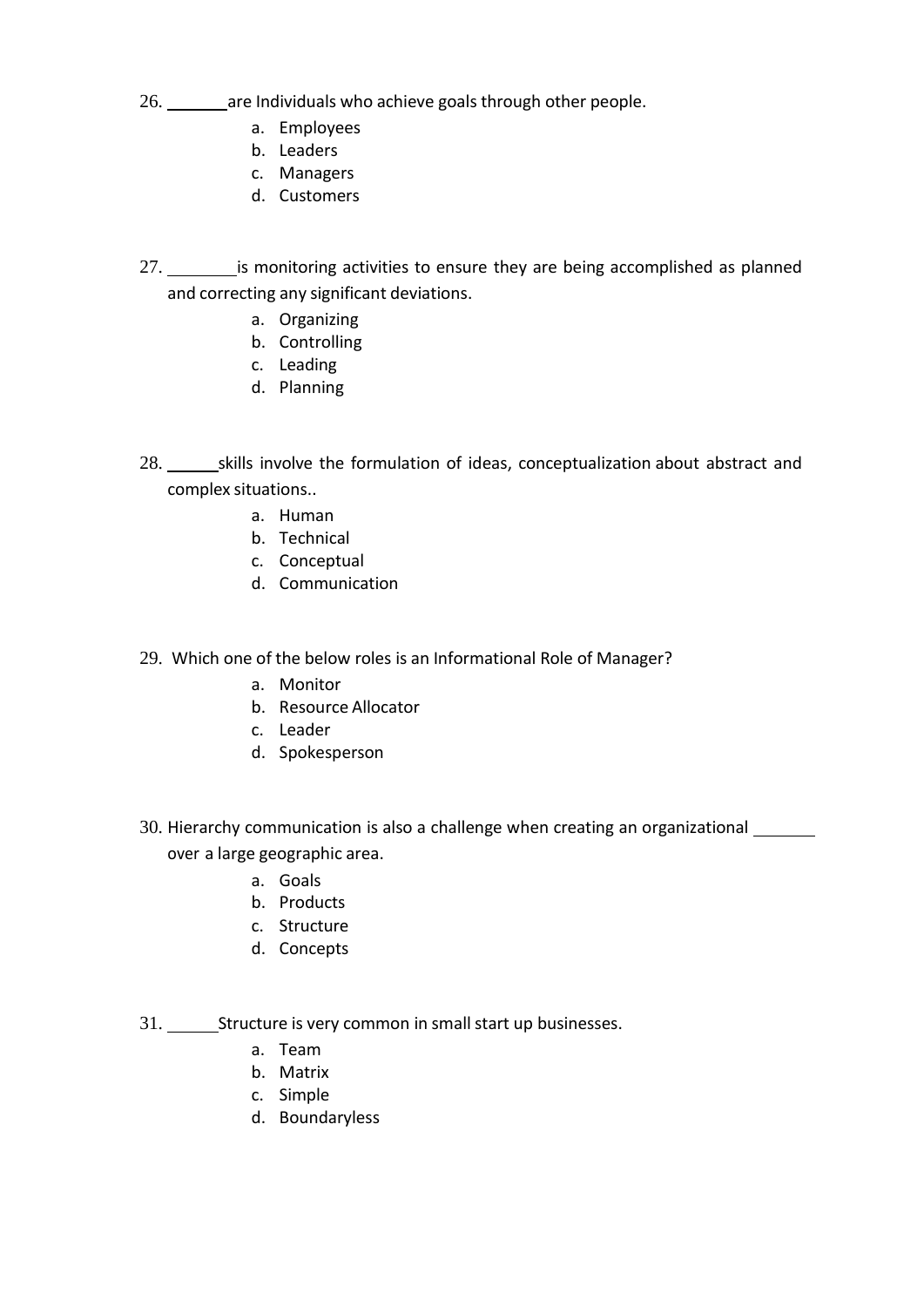26. _______ are Individuals who achieve goals through other people.

   a. Employees
   b. Leaders
   c. Managers
   d. Customers

27. ________ is monitoring activities to ensure they are being accomplished as planned and correcting any significant deviations.

   a. Organizing
   b. Controlling
   c. Leading
   d. Planning

28. ______ skills involve the formulation of ideas, conceptualization about abstract and complex situations..

   a. Human
   b. Technical
   c. Conceptual
   d. Communication

29. Which one of the below roles is an Informational Role of Manager?

   a. Monitor
   b. Resource Allocator
   c. Leader
   d. Spokesperson

30. Hierarchy communication is also a challenge when creating an organizational _______ over a large geographic area.

   a. Goals
   b. Products
   c. Structure
   d. Concepts

31. ______ Structure is very common in small start up businesses.

   a. Team
   b. Matrix
   c. Simple
   d. Boundaryless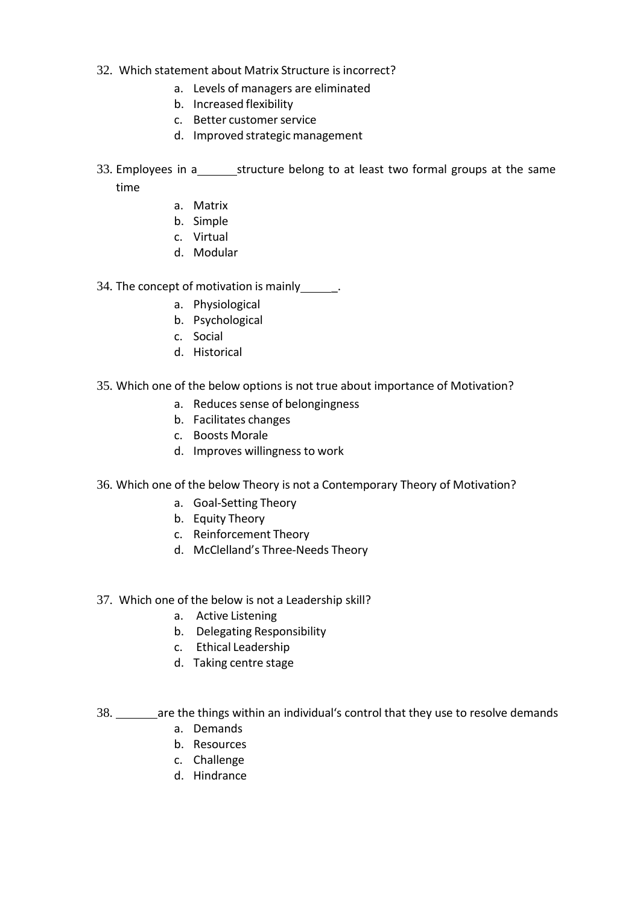32. Which statement about Matrix Structure is incorrect?
    a. Levels of managers are eliminated
    b. Increased flexibility
    c. Better customer service
    d. Improved strategic management

33. Employees in a ______ structure belong to at least two formal groups at the same time
    a. Matrix
    b. Simple
    c. Virtual
    d. Modular

34. The concept of motivation is mainly ______.
    a. Physiological
    b. Psychological
    c. Social
    d. Historical

35. Which one of the below options is not true about importance of Motivation?
    a. Reduces sense of belongingness
    b. Facilitates changes
    c. Boosts Morale
    d. Improves willingness to work

36. Which one of the below Theory is not a Contemporary Theory of Motivation?
    a. Goal-Setting Theory
    b. Equity Theory
    c. Reinforcement Theory
    d. McClelland's Three-Needs Theory

37. Which one of the below is not a Leadership skill?
    a. Active Listening
    b. Delegating Responsibility
    c. Ethical Leadership
    d. Taking centre stage

38. ______ are the things within an individual's control that they use to resolve demands
    a. Demands
    b. Resources
    c. Challenge
    d. Hindrance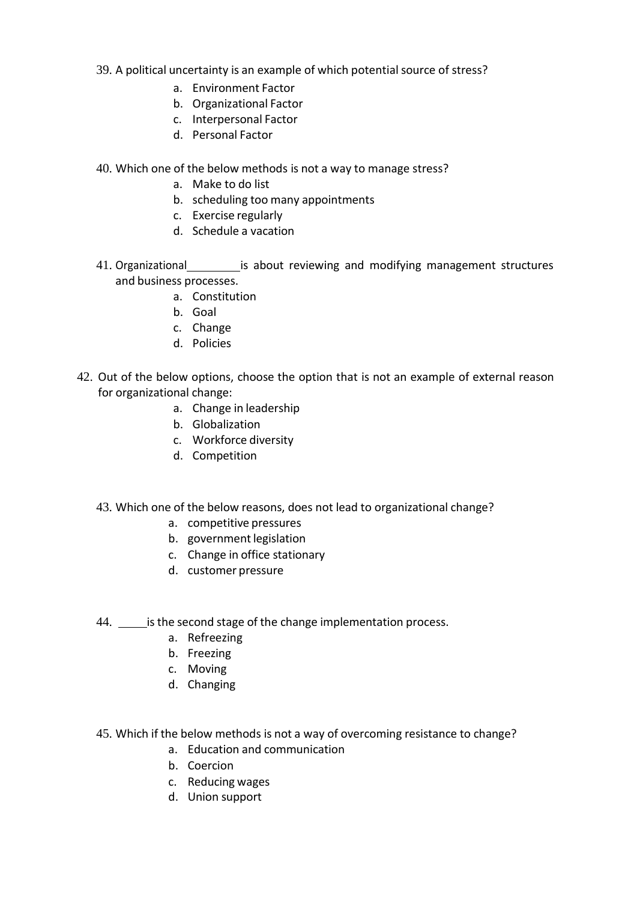39. A political uncertainty is an example of which potential source of stress?
    a. Environment Factor
    b. Organizational Factor
    c. Interpersonal Factor
    d. Personal Factor

40. Which one of the below methods is not a way to manage stress?
    a. Make to do list
    b. scheduling too many appointments
    c. Exercise regularly
    d. Schedule a vacation

41. Organizational ________ is about reviewing and modifying management structures and business processes.
    a. Constitution
    b. Goal
    c. Change
    d. Policies

42. Out of the below options, choose the option that is not an example of external reason for organizational change:
    a. Change in leadership
    b. Globalization
    c. Workforce diversity
    d. Competition

43. Which one of the below reasons, does not lead to organizational change?
    a. competitive pressures
    b. government legislation
    c. Change in office stationary
    d. customer pressure

44. _____ is the second stage of the change implementation process.
    a. Refreezing
    b. Freezing
    c. Moving
    d. Changing

45. Which if the below methods is not a way of overcoming resistance to change?
    a. Education and communication
    b. Coercion
    c. Reducing wages
    d. Union support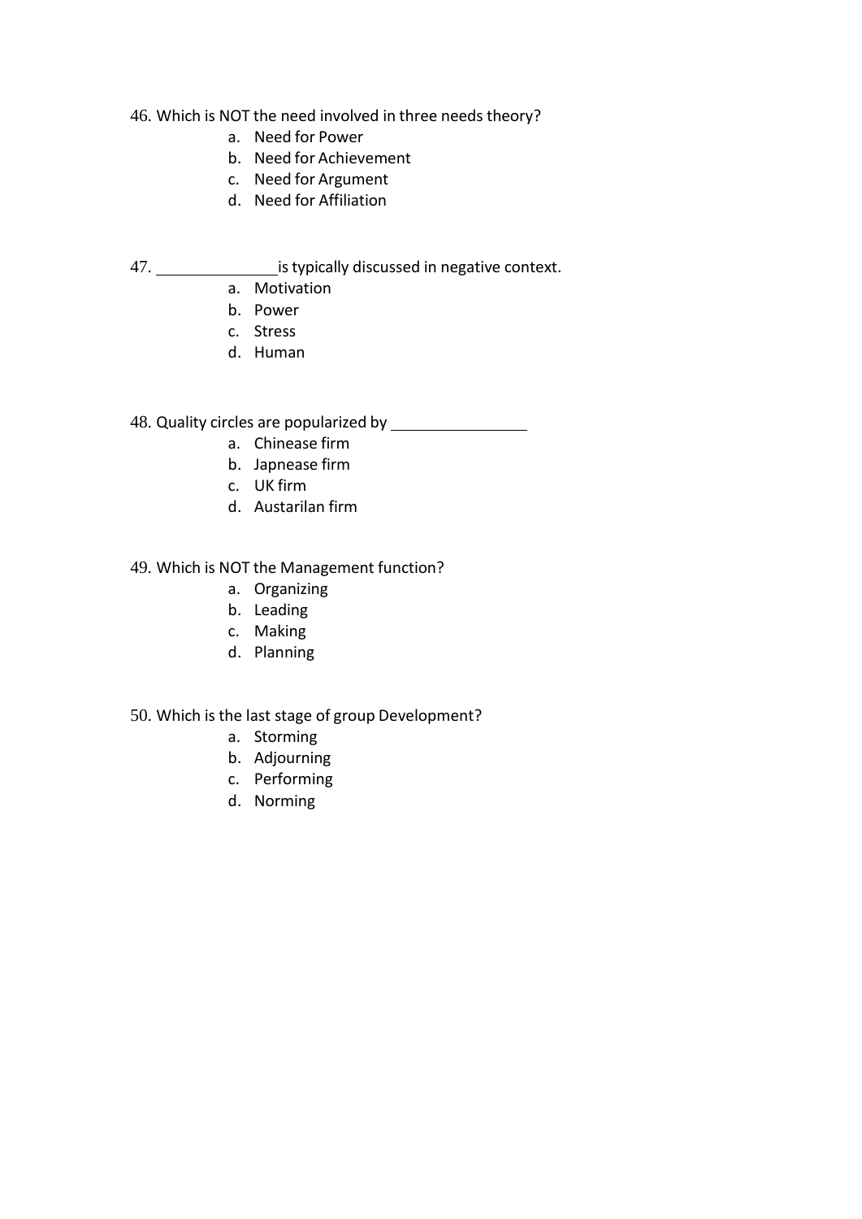46. Which is NOT the need involved in three needs theory?

  a. Need for Power
  b. Need for Achievement
  c. Need for Argument
  d. Need for Affiliation

47. ______________ is typically discussed in negative context.

  a. Motivation
  b. Power
  c. Stress
  d. Human

48. Quality circles are popularized by ________________

  a. Chinease firm
  b. Japnease firm
  c. UK firm
  d. Austarilan firm

49. Which is NOT the Management function?

  a. Organizing
  b. Leading
  c. Making
  d. Planning

50. Which is the last stage of group Development?

  a. Storming
  b. Adjourning
  c. Performing
  d. Norming